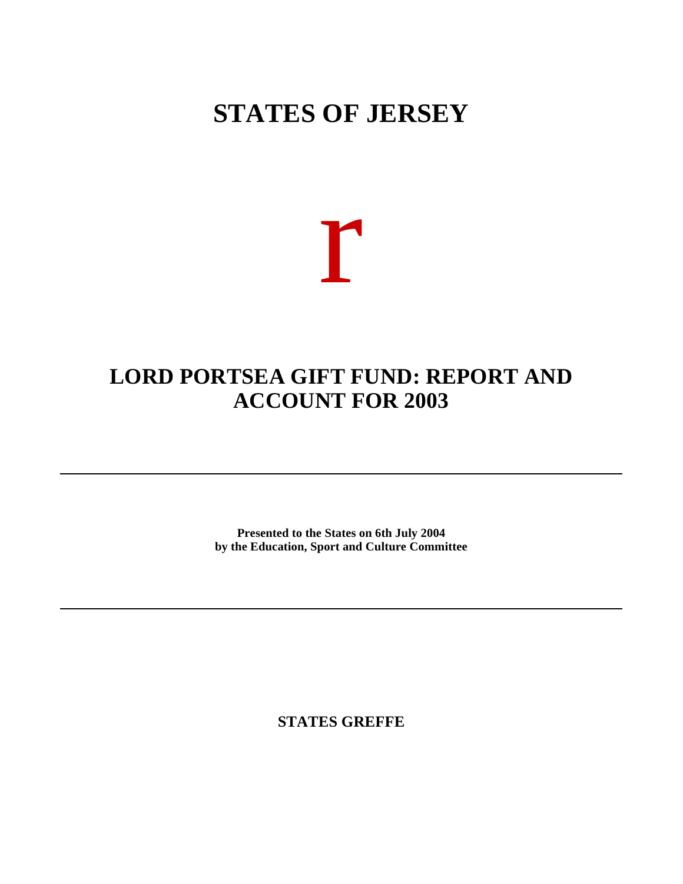# STATES OF JERSEY

r

## LORD PORTSEA GIFT FUND: REPORT AND ACCOUNT FOR 2003

---

**Presented to the States on 6th July 2004**
**by the Education, Sport and Culture Committee**

---

**STATES GREFFE**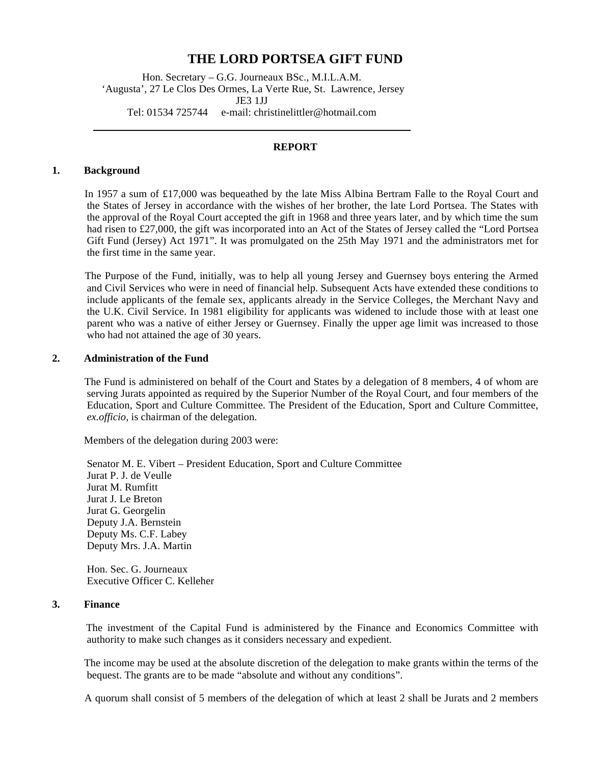# THE LORD PORTSEA GIFT FUND

Hon. Secretary – G.G. Journeaux BSc., M.I.L.A.M.
'Augusta', 27 Le Clos Des Ormes, La Verte Rue, St. Lawrence, Jersey
JE3 1JJ
Tel: 01534 725744 e-mail: christinelittler@hotmail.com

---

**REPORT**

## 1. Background

In 1957 a sum of £17,000 was bequeathed by the late Miss Albina Bertram Falle to the Royal Court and the States of Jersey in accordance with the wishes of her brother, the late Lord Portsea. The States with the approval of the Royal Court accepted the gift in 1968 and three years later, and by which time the sum had risen to £27,000, the gift was incorporated into an Act of the States of Jersey called the "Lord Portsea Gift Fund (Jersey) Act 1971". It was promulgated on the 25th May 1971 and the administrators met for the first time in the same year.

The Purpose of the Fund, initially, was to help all young Jersey and Guernsey boys entering the Armed and Civil Services who were in need of financial help. Subsequent Acts have extended these conditions to include applicants of the female sex, applicants already in the Service Colleges, the Merchant Navy and the U.K. Civil Service. In 1981 eligibility for applicants was widened to include those with at least one parent who was a native of either Jersey or Guernsey. Finally the upper age limit was increased to those who had not attained the age of 30 years.

## 2. Administration of the Fund

The Fund is administered on behalf of the Court and States by a delegation of 8 members, 4 of whom are serving Jurats appointed as required by the Superior Number of the Royal Court, and four members of the Education, Sport and Culture Committee. The President of the Education, Sport and Culture Committee, *ex.officio*, is chairman of the delegation.

Members of the delegation during 2003 were:

Senator M. E. Vibert – President Education, Sport and Culture Committee
Jurat P. J. de Veulle
Jurat M. Rumfitt
Jurat J. Le Breton
Jurat G. Georgelin
Deputy J.A. Bernstein
Deputy Ms. C.F. Labey
Deputy Mrs. J.A. Martin

Hon. Sec. G. Journeaux
Executive Officer C. Kelleher

## 3. Finance

The investment of the Capital Fund is administered by the Finance and Economics Committee with authority to make such changes as it considers necessary and expedient.

The income may be used at the absolute discretion of the delegation to make grants within the terms of the bequest. The grants are to be made "absolute and without any conditions".

A quorum shall consist of 5 members of the delegation of which at least 2 shall be Jurats and 2 members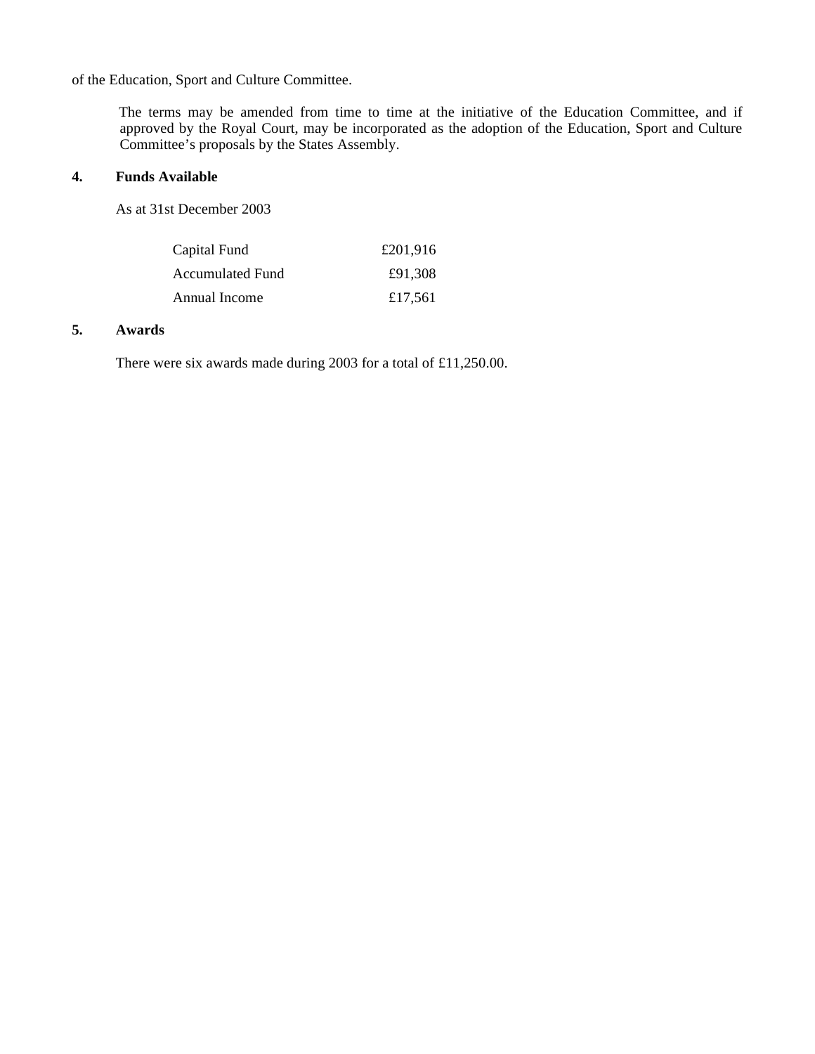of the Education, Sport and Culture Committee.

The terms may be amended from time to time at the initiative of the Education Committee, and if approved by the Royal Court, may be incorporated as the adoption of the Education, Sport and Culture Committee's proposals by the States Assembly.

**4. Funds Available**

As at 31st December 2003

| | |
|---|---|
| Capital Fund | £201,916 |
| Accumulated Fund | £91,308 |
| Annual Income | £17,561 |

**5. Awards**

There were six awards made during 2003 for a total of £11,250.00.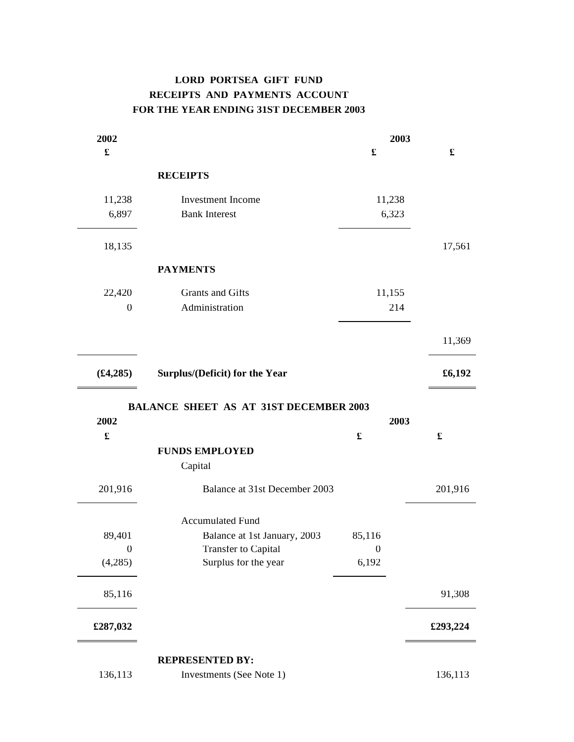**LORD PORTSEA GIFT FUND**
**RECEIPTS AND PAYMENTS ACCOUNT**
**FOR THE YEAR ENDING 31ST DECEMBER 2003**

| 2002 | | 2003 | |
|---|---|---|---|
| £ | | £ | £ |
| | **RECEIPTS** | | |
| 11,238 | Investment Income | 11,238 | |
| 6,897 | Bank Interest | 6,323 | |
| 18,135 | | | 17,561 |
| | **PAYMENTS** | | |
| 22,420 | Grants and Gifts | 11,155 | |
| 0 | Administration | 214 | |
| | | | 11,369 |
| **(£4,285)** | **Surplus/(Deficit) for the Year** | | **£6,192** |

**BALANCE SHEET AS AT 31ST DECEMBER 2003**

| 2002 | | 2003 | |
|---|---|---|---|
| £ | | £ | £ |
| | **FUNDS EMPLOYED** | | |
| | Capital | | |
| 201,916 | Balance at 31st December 2003 | | 201,916 |
| | Accumulated Fund | | |
| 89,401 | Balance at 1st January, 2003 | 85,116 | |
| 0 | Transfer to Capital | 0 | |
| (4,285) | Surplus for the year | 6,192 | |
| 85,116 | | | 91,308 |
| **£287,032** | | | **£293,224** |
| | **REPRESENTED BY:** | | |
| 136,113 | Investments (See Note 1) | | 136,113 |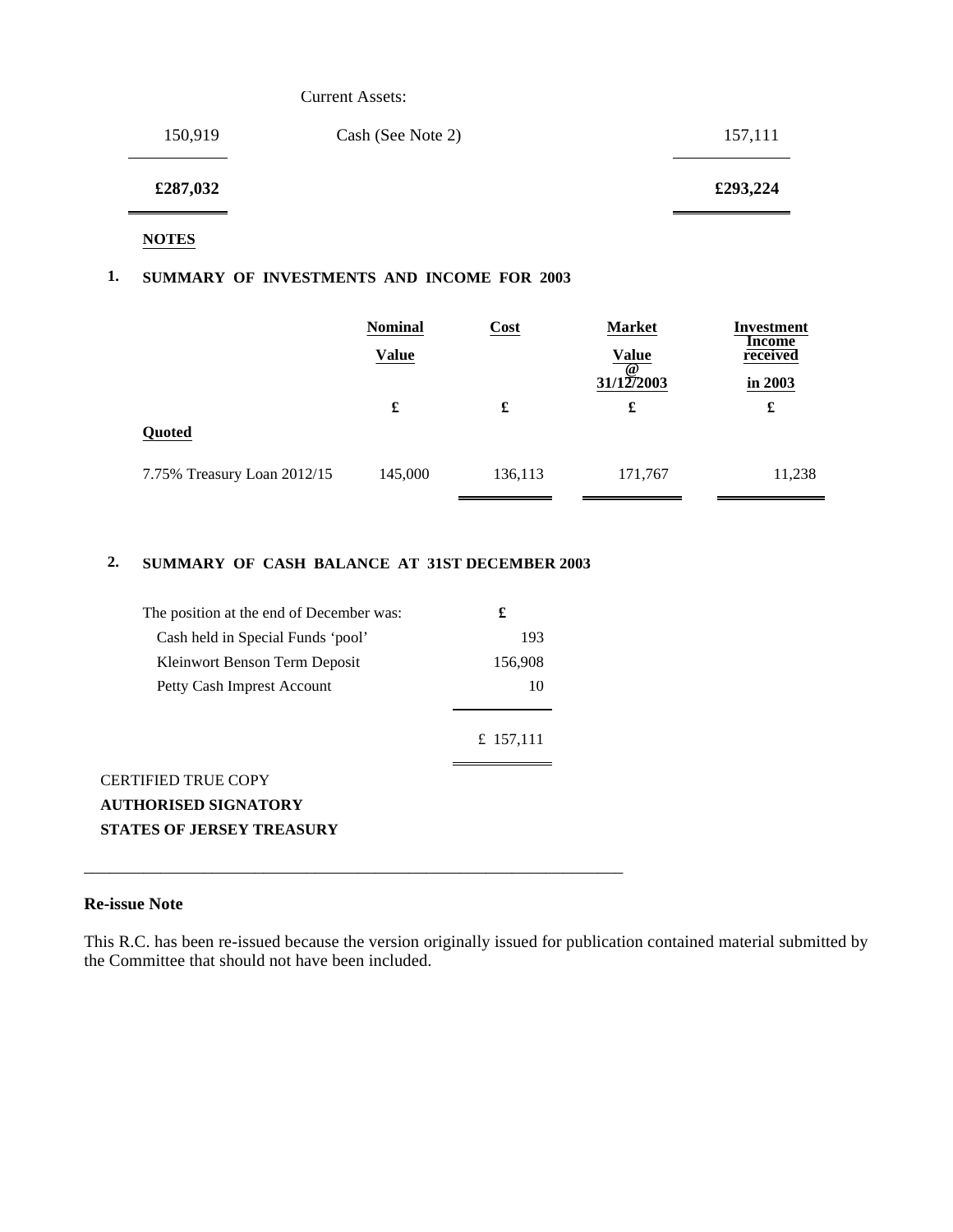Current Assets:

| | | |
|---|---|---|
| 150,919 | Cash (See Note 2) | 157,111 |
| **£287,032** | | **£293,224** |

**NOTES**

**1. SUMMARY OF INVESTMENTS AND INCOME FOR 2003**

| | Nominal Value | Cost | Market Value @ 31/12/2003 | Investment Income received in 2003 |
|---|---|---|---|---|
| | £ | £ | £ | £ |
| **Quoted** | | | | |
| 7.75% Treasury Loan 2012/15 | 145,000 | 136,113 | 171,767 | 11,238 |

**2. SUMMARY OF CASH BALANCE AT 31ST DECEMBER 2003**

| The position at the end of December was: | £ |
|---|---|
| Cash held in Special Funds 'pool' | 193 |
| Kleinwort Benson Term Deposit | 156,908 |
| Petty Cash Imprest Account | 10 |
| | £ 157,111 |

CERTIFIED TRUE COPY

**AUTHORISED SIGNATORY**

**STATES OF JERSEY TREASURY**

---

**Re-issue Note**

This R.C. has been re-issued because the version originally issued for publication contained material submitted by the Committee that should not have been included.